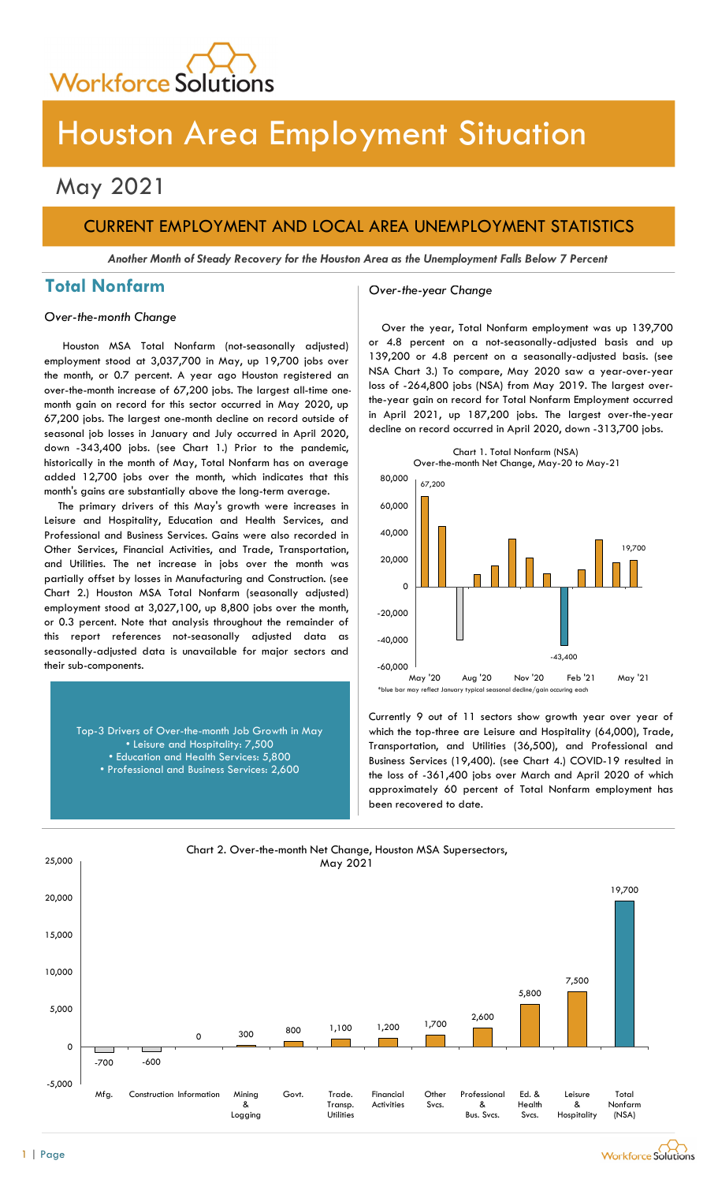# Houston Area Employment Situation

## May 2021

### CURRENT EMPLOYMENT AND LOCAL AREA UNEMPLOYMENT STATISTICS

***Another Month of Steady Recovery for the Houston Area as the Unemployment Falls Below 7 Percent***

## Total Nonfarm

*Over-the-month Change*

Houston MSA Total Nonfarm (not-seasonally adjusted) employment stood at 3,037,700 in May, up 19,700 jobs over the month, or 0.7 percent. A year ago Houston registered an over-the-month increase of 67,200 jobs. The largest all-time one-month gain on record for this sector occurred in May 2020, up 67,200 jobs. The largest one-month decline on record outside of seasonal job losses in January and July occurred in April 2020, down -343,400 jobs. (see Chart 1.) Prior to the pandemic, historically in the month of May, Total Nonfarm has on average added 12,700 jobs over the month, which indicates that this month's gains are substantially above the long-term average.

The primary drivers of this May's growth were increases in Leisure and Hospitality, Education and Health Services, and Professional and Business Services. Gains were also recorded in Other Services, Financial Activities, and Trade, Transportation, and Utilities. The net increase in jobs over the month was partially offset by losses in Manufacturing and Construction. (see Chart 2.) Houston MSA Total Nonfarm (seasonally adjusted) employment stood at 3,027,100, up 8,800 jobs over the month, or 0.3 percent. Note that analysis throughout the remainder of this report references not-seasonally adjusted data as seasonally-adjusted data is unavailable for major sectors and their sub-components.

Top-3 Drivers of Over-the-month Job Growth in May
- Leisure and Hospitality: 7,500
- Education and Health Services: 5,800
- Professional and Business Services: 2,600

*Over-the-year Change*

Over the year, Total Nonfarm employment was up 139,700 or 4.8 percent on a not-seasonally-adjusted basis and up 139,200 or 4.8 percent on a seasonally-adjusted basis. (see NSA Chart 3.) To compare, May 2020 saw a year-over-year loss of -264,800 jobs (NSA) from May 2019. The largest over-the-year gain on record for Total Nonfarm Employment occurred in April 2021, up 187,200 jobs. The largest over-the-year decline on record occurred in April 2020, down -313,700 jobs.

Chart 1. Total Nonfarm (NSA)
Over-the-month Net Change, May-20 to May-21

*blue bar may reflect January typical seasonal decline/gain occuring each

Currently 9 out of 11 sectors show growth year over year of which the top-three are Leisure and Hospitality (64,000), Trade, Transportation, and Utilities (36,500), and Professional and Business Services (19,400). (see Chart 4.) COVID-19 resulted in the loss of -361,400 jobs over March and April 2020 of which approximately 60 percent of Total Nonfarm employment has been recovered to date.

Chart 2. Over-the-month Net Change, Houston MSA Supersectors, May 2021

| Supersector | Change |
|---|---|
| Mfg. | -700 |
| Construction | -600 |
| Information | 0 |
| Mining & Logging | 300 |
| Govt. | 800 |
| Trade. Transp. Utilities | 1,100 |
| Financial Activities | 1,200 |
| Other Svcs. | 1,700 |
| Professional & Bus. Svcs. | 2,600 |
| Ed. & Health Svcs. | 5,800 |
| Leisure & Hospitality | 7,500 |
| Total Nonfarm (NSA) | 19,700 |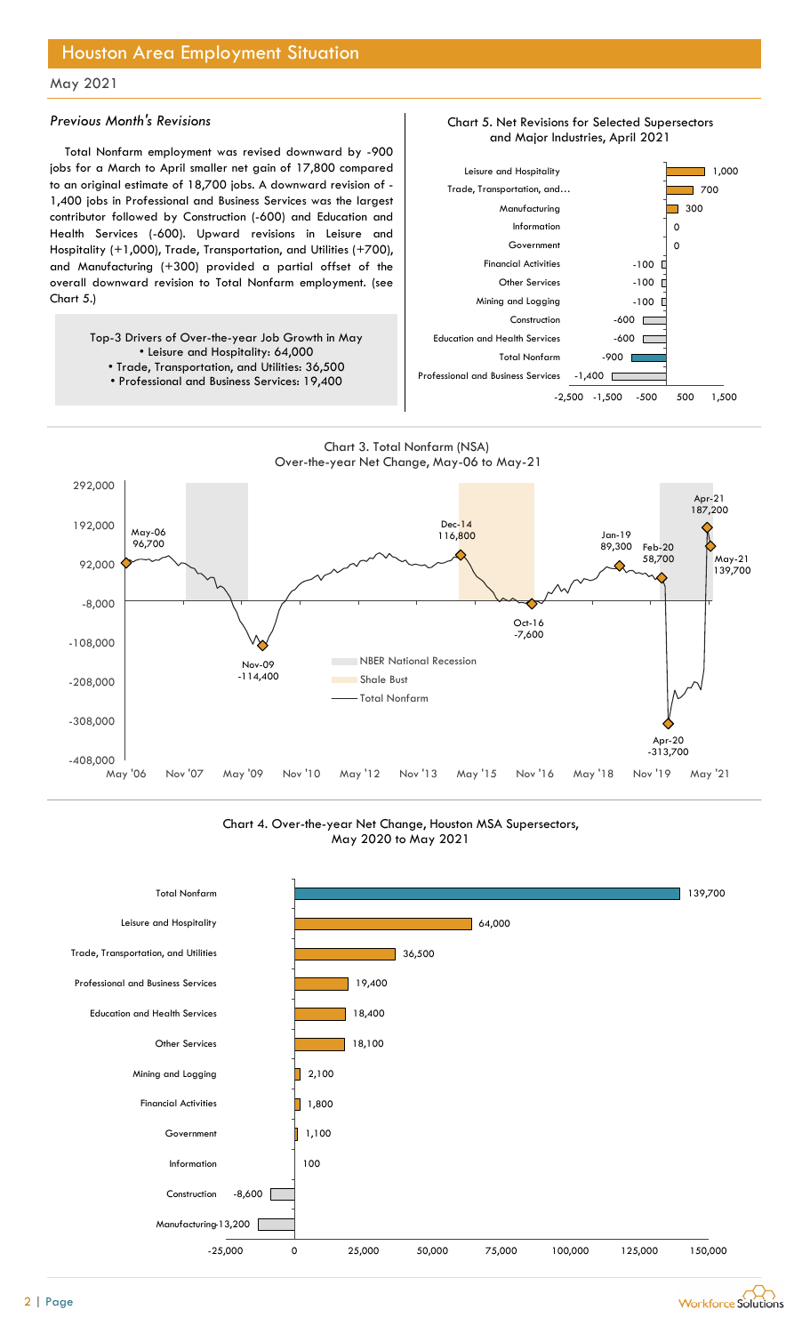# Houston Area Employment Situation

May 2021

### *Previous Month's Revisions*

Total Nonfarm employment was revised downward by -900 jobs for a March to April smaller net gain of 17,800 compared to an original estimate of 18,700 jobs. A downward revision of -1,400 jobs in Professional and Business Services was the largest contributor followed by Construction (-600) and Education and Health Services (-600). Upward revisions in Leisure and Hospitality (+1,000), Trade, Transportation, and Utilities (+700), and Manufacturing (+300) provided a partial offset of the overall downward revision to Total Nonfarm employment. (see Chart 5.)

Top-3 Drivers of Over-the-year Job Growth in May
- Leisure and Hospitality: 64,000
- Trade, Transportation, and Utilities: 36,500
- Professional and Business Services: 19,400

**Chart 5. Net Revisions for Selected Supersectors and Major Industries, April 2021**

| Supersector | Net Revision |
|---|---|
| Leisure and Hospitality | 1,000 |
| Trade, Transportation, and… | 700 |
| Manufacturing | 300 |
| Information | 0 |
| Government | 0 |
| Financial Activities | -100 |
| Other Services | -100 |
| Mining and Logging | -100 |
| Construction | -600 |
| Education and Health Services | -600 |
| Total Nonfarm | -900 |
| Professional and Business Services | -1,400 |

**Chart 3. Total Nonfarm (NSA) Over-the-year Net Change, May-06 to May-21**

Labeled points: May-06: 96,700; Nov-09: -114,400; Dec-14: 116,800; Oct-16: -7,600; Jan-19: 89,300; Feb-20: 58,700; Apr-20: -313,700; Apr-21: 187,200; May-21: 139,700

Legend: NBER National Recession; Shale Bust; Total Nonfarm

**Chart 4. Over-the-year Net Change, Houston MSA Supersectors, May 2020 to May 2021**

| Supersector | Net Change |
|---|---|
| Total Nonfarm | 139,700 |
| Leisure and Hospitality | 64,000 |
| Trade, Transportation, and Utilities | 36,500 |
| Professional and Business Services | 19,400 |
| Education and Health Services | 18,400 |
| Other Services | 18,100 |
| Mining and Logging | 2,100 |
| Financial Activities | 1,800 |
| Government | 1,100 |
| Information | 100 |
| Construction | -8,600 |
| Manufacturing | -13,200 |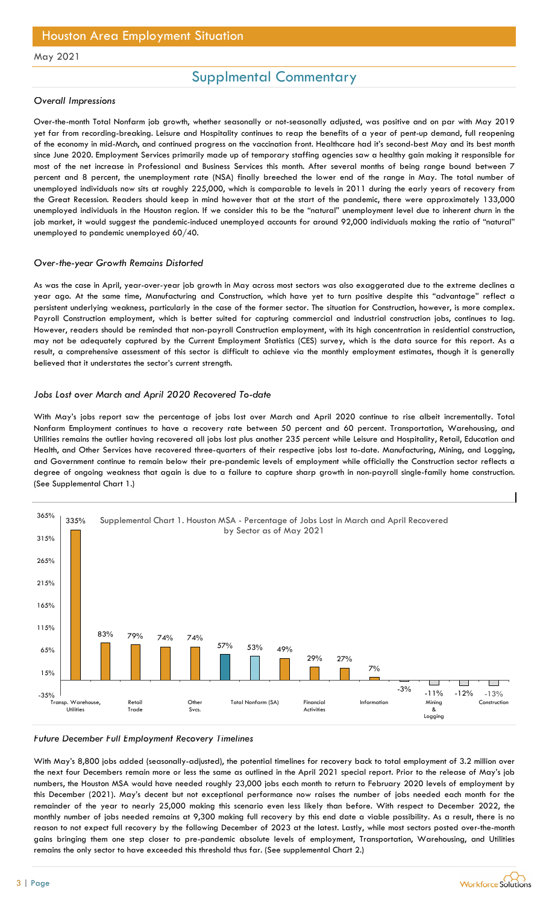## Houston Area Employment Situation

May 2021

# Supplmental Commentary

### *Overall Impressions*

Over-the-month Total Nonfarm job growth, whether seasonally or not-seasonally adjusted, was positive and on par with May 2019 yet far from recording-breaking. Leisure and Hospitality continues to reap the benefits of a year of pent-up demand, full reopening of the economy in mid-March, and continued progress on the vaccination front. Healthcare had it's second-best May and its best month since June 2020. Employment Services primarily made up of temporary staffing agencies saw a healthy gain making it responsible for most of the net increase in Professional and Business Services this month. After several months of being range bound between 7 percent and 8 percent, the unemployment rate (NSA) finally breeched the lower end of the range in May. The total number of unemployed individuals now sits at roughly 225,000, which is comparable to levels in 2011 during the early years of recovery from the Great Recession. Readers should keep in mind however that at the start of the pandemic, there were approximately 133,000 unemployed individuals in the Houston region. If we consider this to be the "natural" unemployment level due to inherent churn in the job market, it would suggest the pandemic-induced unemployed accounts for around 92,000 individuals making the ratio of "natural" unemployed to pandemic unemployed 60/40.

### *Over-the-year Growth Remains Distorted*

As was the case in April, year-over-year job growth in May across most sectors was also exaggerated due to the extreme declines a year ago. At the same time, Manufacturing and Construction, which have yet to turn positive despite this "advantage" reflect a persistent underlying weakness, particularly in the case of the former sector. The situation for Construction, however, is more complex. Payroll Construction employment, which is better suited for capturing commercial and industrial construction jobs, continues to lag. However, readers should be reminded that non-payroll Construction employment, with its high concentration in residential construction, may not be adequately captured by the Current Employment Statistics (CES) survey, which is the data source for this report. As a result, a comprehensive assessment of this sector is difficult to achieve via the monthly employment estimates, though it is generally believed that it understates the sector's current strength.

### *Jobs Lost over March and April 2020 Recovered To-date*

With May's jobs report saw the percentage of jobs lost over March and April 2020 continue to rise albeit incrementally. Total Nonfarm Employment continues to have a recovery rate between 50 percent and 60 percent. Transportation, Warehousing, and Utilities remains the outlier having recovered all jobs lost plus another 235 percent while Leisure and Hospitality, Retail, Education and Health, and Other Services have recovered three-quarters of their respective jobs lost to-date. Manufacturing, Mining, and Logging, and Government continue to remain below their pre-pandemic levels of employment while officially the Construction sector reflects a degree of ongoing weakness that again is due to a failure to capture sharp growth in non-payroll single-family home construction. (See Supplemental Chart 1.)

Supplemental Chart 1. Houston MSA - Percentage of Jobs Lost in March and April Recovered by Sector as of May 2021

| Sector | Percentage |
|---|---|
| Transp. Warehouse, Utilities | 335% |
| | 83% |
| Retail Trade | 79% |
| | 74% |
| Other Svcs. | 74% |
| | 57% |
| Total Nonfarm (SA) | 53% |
| | 49% |
| Financial Activities | 29% |
| | 27% |
| Information | 7% |
| | -3% |
| Mining & Logging | -11% |
| | -12% |
| Construction | -13% |

### *Future December Full Employment Recovery Timelines*

With May's 8,800 jobs added (seasonally-adjusted), the potential timelines for recovery back to total employment of 3.2 million over the next four Decembers remain more or less the same as outlined in the April 2021 special report. Prior to the release of May's job numbers, the Houston MSA would have needed roughly 23,000 jobs each month to return to February 2020 levels of employment by this December (2021). May's decent but not exceptional performance now raises the number of jobs needed each month for the remainder of the year to nearly 25,000 making this scenario even less likely than before. With respect to December 2022, the monthly number of jobs needed remains at 9,300 making full recovery by this end date a viable possibility. As a result, there is no reason to not expect full recovery by the following December of 2023 at the latest. Lastly, while most sectors posted over-the-month gains bringing them one step closer to pre-pandemic absolute levels of employment, Transportation, Warehousing, and Utilities remains the only sector to have exceeded this threshold thus far. (See supplemental Chart 2.)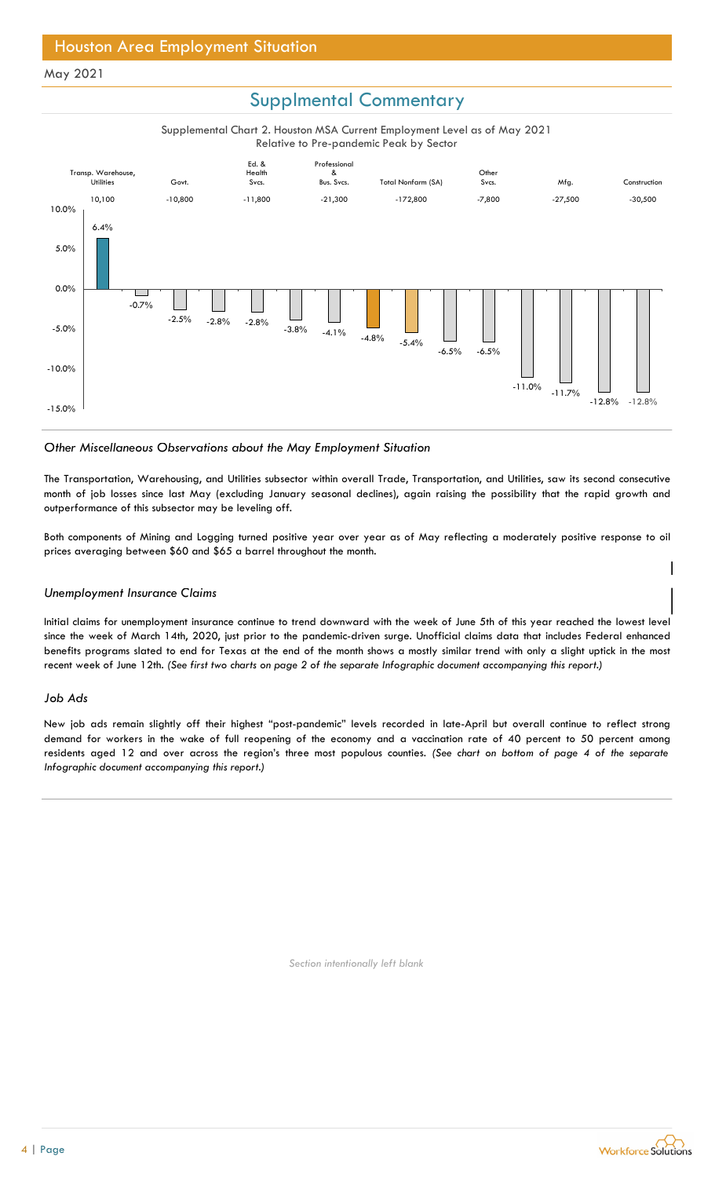## Supplmental Commentary

Supplemental Chart 2. Houston MSA Current Employment Level as of May 2021 Relative to Pre-pandemic Peak by Sector

| Sector | Change | Percent |
|---|---|---|
| Transp. Warehouse, Utilities | 10,100 | 6.4% |
| | | -0.7% |
| Govt. | -10,800 | -2.5% |
| | | -2.8% |
| Ed. & Health Svcs. | -11,800 | -2.8% |
| | | -3.8% |
| Professional & Bus. Svcs. | -21,300 | -4.1% |
| | | -4.8% |
| Total Nonfarm (SA) | -172,800 | -5.4% |
| | | -6.5% |
| Other Svcs. | -7,800 | -6.5% |
| | | -11.0% |
| Mfg. | -27,500 | -11.7% |
| | | -12.8% |
| Construction | -30,500 | -12.8% |

### *Other Miscellaneous Observations about the May Employment Situation*

The Transportation, Warehousing, and Utilities subsector within overall Trade, Transportation, and Utilities, saw its second consecutive month of job losses since last May (excluding January seasonal declines), again raising the possibility that the rapid growth and outperformance of this subsector may be leveling off.

Both components of Mining and Logging turned positive year over year as of May reflecting a moderately positive response to oil prices averaging between $60 and $65 a barrel throughout the month.

### *Unemployment Insurance Claims*

Initial claims for unemployment insurance continue to trend downward with the week of June 5th of this year reached the lowest level since the week of March 14th, 2020, just prior to the pandemic-driven surge. Unofficial claims data that includes Federal enhanced benefits programs slated to end for Texas at the end of the month shows a mostly similar trend with only a slight uptick in the most recent week of June 12th. *(See first two charts on page 2 of the separate Infographic document accompanying this report.)*

### *Job Ads*

New job ads remain slightly off their highest "post-pandemic" levels recorded in late-April but overall continue to reflect strong demand for workers in the wake of full reopening of the economy and a vaccination rate of 40 percent to 50 percent among residents aged 12 and over across the region's three most populous counties. *(See chart on bottom of page 4 of the separate Infographic document accompanying this report.)*

*Section intentionally left blank*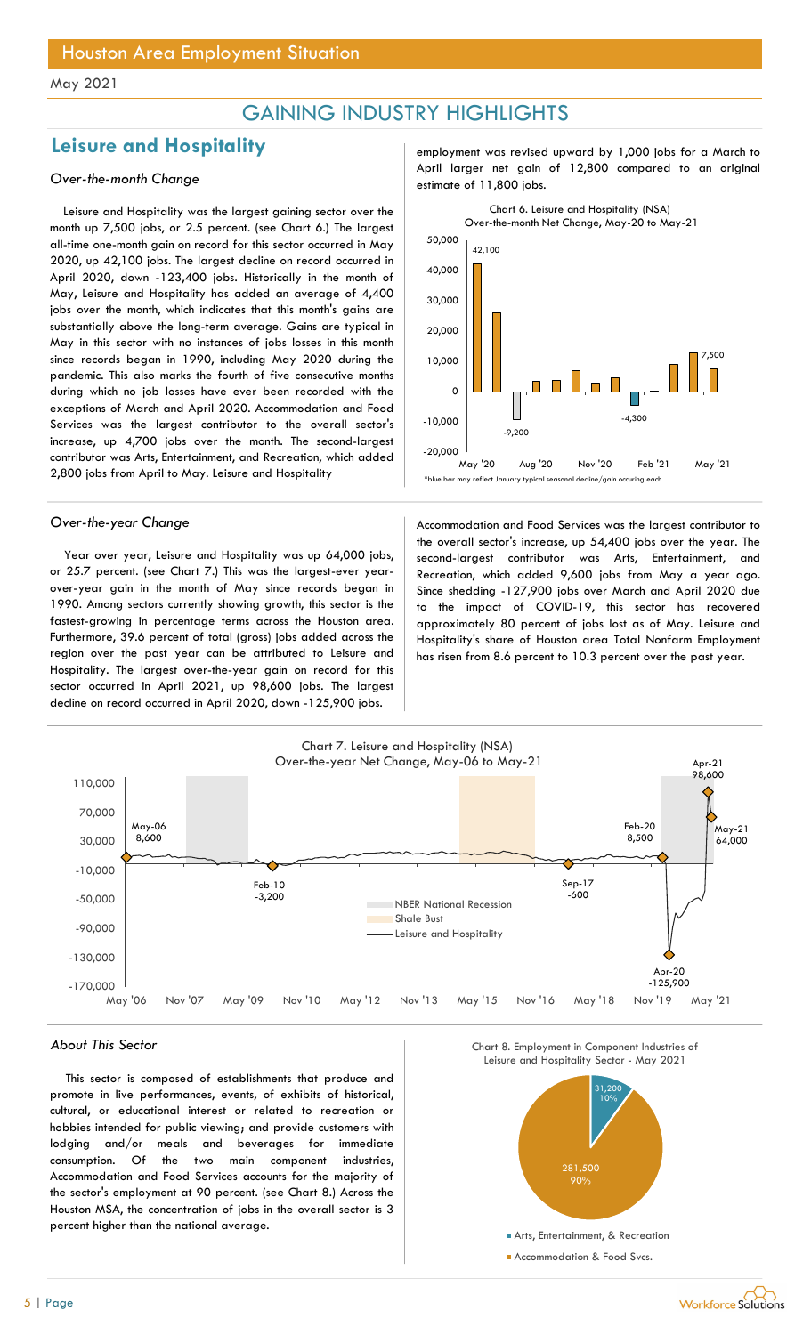# Houston Area Employment Situation

May 2021

## GAINING INDUSTRY HIGHLIGHTS

## Leisure and Hospitality

### *Over-the-month Change*

Leisure and Hospitality was the largest gaining sector over the month up 7,500 jobs, or 2.5 percent. (see Chart 6.) The largest all-time one-month gain on record for this sector occurred in May 2020, up 42,100 jobs. The largest decline on record occurred in April 2020, down -123,400 jobs. Historically in the month of May, Leisure and Hospitality has added an average of 4,400 jobs over the month, which indicates that this month's gains are substantially above the long-term average. Gains are typical in May in this sector with no instances of jobs losses in this month since records began in 1990, including May 2020 during the pandemic. This also marks the fourth of five consecutive months during which no job losses have ever been recorded with the exceptions of March and April 2020. Accommodation and Food Services was the largest contributor to the overall sector's increase, up 4,700 jobs over the month. The second-largest contributor was Arts, Entertainment, and Recreation, which added 2,800 jobs from April to May. Leisure and Hospitality employment was revised upward by 1,000 jobs for a March to April larger net gain of 12,800 compared to an original estimate of 11,800 jobs.

Chart 6. Leisure and Hospitality (NSA) Over-the-month Net Change, May-20 to May-21

*blue bar may reflect January typical seasonal decline/gain occuring each

### *Over-the-year Change*

Year over year, Leisure and Hospitality was up 64,000 jobs, or 25.7 percent. (see Chart 7.) This was the largest-ever year-over-year gain in the month of May since records began in 1990. Among sectors currently showing growth, this sector is the fastest-growing in percentage terms across the Houston area. Furthermore, 39.6 percent of total (gross) jobs added across the region over the past year can be attributed to Leisure and Hospitality. The largest over-the-year gain on record for this sector occurred in April 2021, up 98,600 jobs. The largest decline on record occurred in April 2020, down -125,900 jobs. Accommodation and Food Services was the largest contributor to the overall sector's increase, up 54,400 jobs over the year. The second-largest contributor was Arts, Entertainment, and Recreation, which added 9,600 jobs from May a year ago. Since shedding -127,900 jobs over March and April 2020 due to the impact of COVID-19, this sector has recovered approximately 80 percent of jobs lost as of May. Leisure and Hospitality's share of Houston area Total Nonfarm Employment has risen from 8.6 percent to 10.3 percent over the past year.

Chart 7. Leisure and Hospitality (NSA) Over-the-year Net Change, May-06 to May-21

### *About This Sector*

This sector is composed of establishments that produce and promote in live performances, events, of exhibits of historical, cultural, or educational interest or related to recreation or hobbies intended for public viewing; and provide customers with lodging and/or meals and beverages for immediate consumption. Of the two main component industries, Accommodation and Food Services accounts for the majority of the sector's employment at 90 percent. (see Chart 8.) Across the Houston MSA, the concentration of jobs in the overall sector is 3 percent higher than the national average.

Chart 8. Employment in Component Industries of Leisure and Hospitality Sector - May 2021

| Component Industry | Employment | Share |
|---|---|---|
| Arts, Entertainment, & Recreation | 31,200 | 10% |
| Accommodation & Food Svcs. | 281,500 | 90% |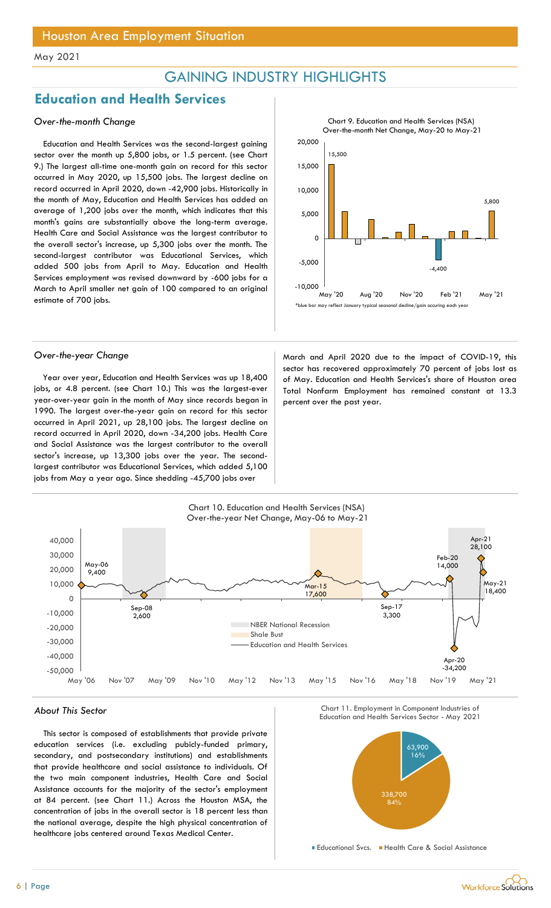## GAINING INDUSTRY HIGHLIGHTS

## Education and Health Services

### *Over-the-month Change*

Education and Health Services was the second-largest gaining sector over the month up 5,800 jobs, or 1.5 percent. (see Chart 9.) The largest all-time one-month gain on record for this sector occurred in May 2020, up 15,500 jobs. The largest decline on record occurred in April 2020, down -42,900 jobs. Historically in the month of May, Education and Health Services has added an average of 1,200 jobs over the month, which indicates that this month's gains are substantially above the long-term average. Health Care and Social Assistance was the largest contributor to the overall sector's increase, up 5,300 jobs over the month. The second-largest contributor was Educational Services, which added 500 jobs from April to May. Education and Health Services employment was revised downward by -600 jobs for a March to April smaller net gain of 100 compared to an original estimate of 700 jobs.

Chart 9. Education and Health Services (NSA) Over-the-month Net Change, May-20 to May-21

*blue bar may reflect January typical seasonal decline/gain occurring each year

### *Over-the-year Change*

Year over year, Education and Health Services was up 18,400 jobs, or 4.8 percent. (see Chart 10.) This was the largest-ever year-over-year gain in the month of May since records began in 1990. The largest over-the-year gain on record for this sector occurred in April 2021, up 28,100 jobs. The largest decline on record occurred in April 2020, down -34,200 jobs. Health Care and Social Assistance was the largest contributor to the overall sector's increase, up 13,300 jobs over the year. The second-largest contributor was Educational Services, which added 5,100 jobs from May a year ago. Since shedding -45,700 jobs over March and April 2020 due to the impact of COVID-19, this sector has recovered approximately 70 percent of jobs lost as of May. Education and Health Services's share of Houston area Total Nonfarm Employment has remained constant at 13.3 percent over the past year.

Chart 10. Education and Health Services (NSA) Over-the-year Net Change, May-06 to May-21

### *About This Sector*

This sector is composed of establishments that provide private education services (i.e. excluding pubicly-funded primary, secondary, and postsecondary institutions) and establishments that provide healthcare and social assistance to individuals. Of the two main component industries, Health Care and Social Assistance accounts for the majority of the sector's employment at 84 percent. (see Chart 11.) Across the Houston MSA, the concentration of jobs in the overall sector is 18 percent less than the national average, despite the high physical concentration of healthcare jobs centered around Texas Medical Center.

Chart 11. Employment in Component Industries of Education and Health Services Sector - May 2021

| Component | Employment | Share |
|---|---|---|
| Educational Svcs. | 63,900 | 16% |
| Health Care & Social Assistance | 338,700 | 84% |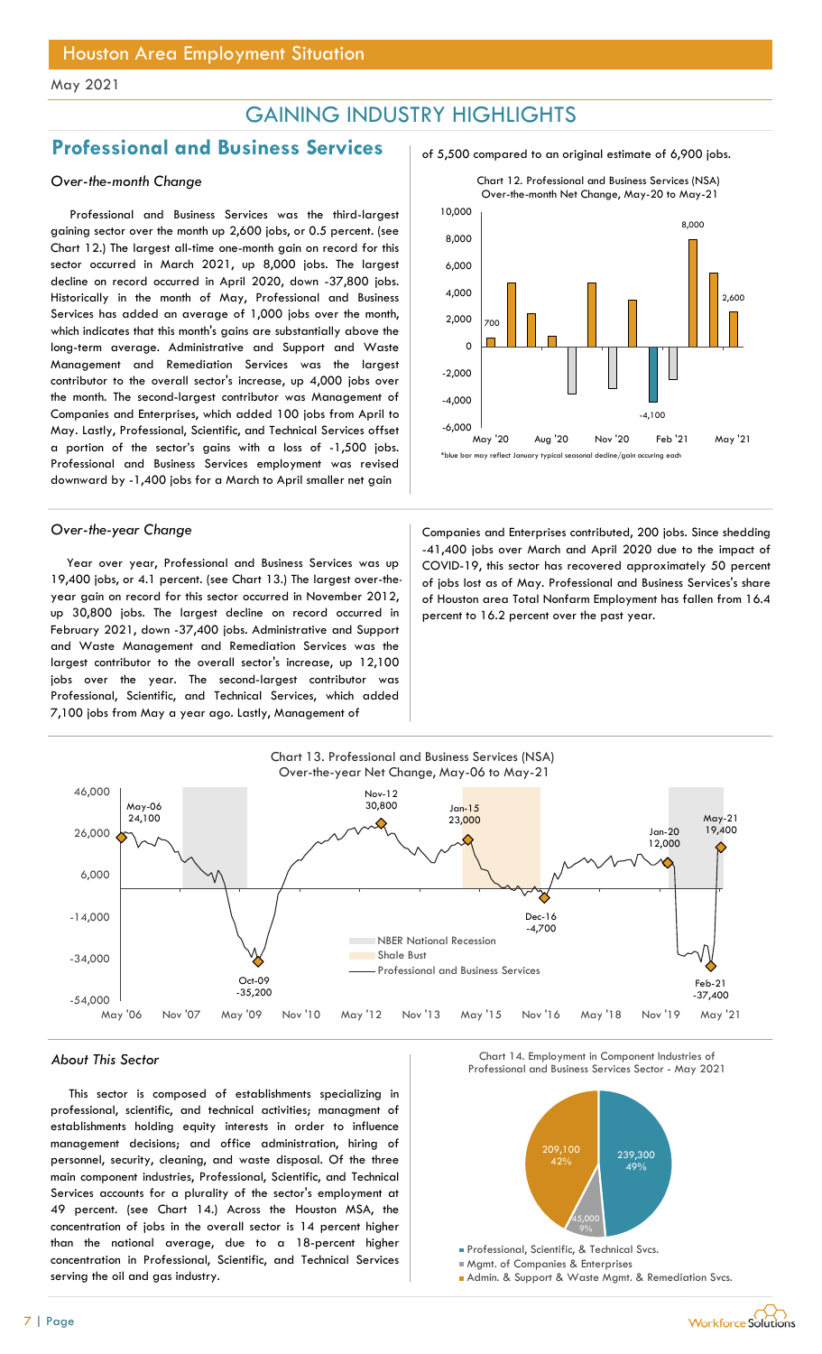Houston Area Employment Situation

May 2021

# GAINING INDUSTRY HIGHLIGHTS

## Professional and Business Services

*Over-the-month Change*

Professional and Business Services was the third-largest gaining sector over the month up 2,600 jobs, or 0.5 percent. (see Chart 12.) The largest all-time one-month gain on record for this sector occurred in March 2021, up 8,000 jobs. The largest decline on record occurred in April 2020, down -37,800 jobs. Historically in the month of May, Professional and Business Services has added an average of 1,000 jobs over the month, which indicates that this month's gains are substantially above the long-term average. Administrative and Support and Waste Management and Remediation Services was the largest contributor to the overall sector's increase, up 4,000 jobs over the month. The second-largest contributor was Management of Companies and Enterprises, which added 100 jobs from April to May. Lastly, Professional, Scientific, and Technical Services offset a portion of the sector's gains with a loss of -1,500 jobs. Professional and Business Services employment was revised downward by -1,400 jobs for a March to April smaller net gain of 5,500 compared to an original estimate of 6,900 jobs.

Chart 12. Professional and Business Services (NSA) Over-the-month Net Change, May-20 to May-21

*blue bar may reflect January typical seasonal decline/gain occuring each

*Over-the-year Change*

Year over year, Professional and Business Services was up 19,400 jobs, or 4.1 percent. (see Chart 13.) The largest over-the-year gain on record for this sector occurred in November 2012, up 30,800 jobs. The largest decline on record occurred in February 2021, down -37,400 jobs. Administrative and Support and Waste Management and Remediation Services was the largest contributor to the overall sector's increase, up 12,100 jobs over the year. The second-largest contributor was Professional, Scientific, and Technical Services, which added 7,100 jobs from May a year ago. Lastly, Management of Companies and Enterprises contributed, 200 jobs. Since shedding -41,400 jobs over March and April 2020 due to the impact of COVID-19, this sector has recovered approximately 50 percent of jobs lost as of May. Professional and Business Services's share of Houston area Total Nonfarm Employment has fallen from 16.4 percent to 16.2 percent over the past year.

Chart 13. Professional and Business Services (NSA) Over-the-year Net Change, May-06 to May-21

*About This Sector*

This sector is composed of establishments specializing in professional, scientific, and technical activities; managment of establishments holding equity interests in order to influence management decisions; and office administration, hiring of personnel, security, cleaning, and waste disposal. Of the three main component industries, Professional, Scientific, and Technical Services accounts for a plurality of the sector's employment at 49 percent. (see Chart 14.) Across the Houston MSA, the concentration of jobs in the overall sector is 14 percent higher than the national average, due to a 18-percent higher concentration in Professional, Scientific, and Technical Services serving the oil and gas industry.

Chart 14. Employment in Component Industries of Professional and Business Services Sector - May 2021

| Component Industry | Employment | Share |
|---|---|---|
| Professional, Scientific, & Technical Svcs. | 239,300 | 49% |
| Mgmt. of Companies & Enterprises | 45,000 | 9% |
| Admin. & Support & Waste Mgmt. & Remediation Svcs. | 209,100 | 42% |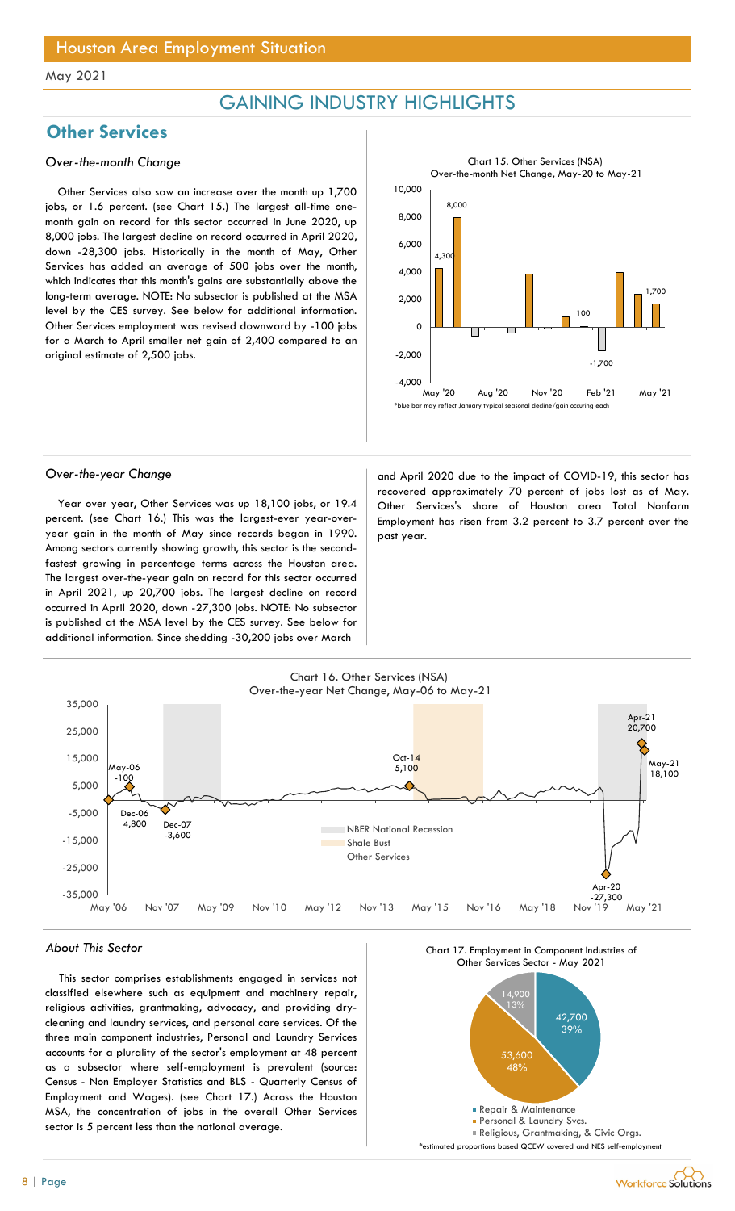Houston Area Employment Situation

May 2021

# GAINING INDUSTRY HIGHLIGHTS

## Other Services

### *Over-the-month Change*

Other Services also saw an increase over the month up 1,700 jobs, or 1.6 percent. (see Chart 15.) The largest all-time one-month gain on record for this sector occurred in June 2020, up 8,000 jobs. The largest decline on record occurred in April 2020, down -28,300 jobs. Historically in the month of May, Other Services has added an average of 500 jobs over the month, which indicates that this month's gains are substantially above the long-term average. NOTE: No subsector is published at the MSA level by the CES survey. See below for additional information. Other Services employment was revised downward by -100 jobs for a March to April smaller net gain of 2,400 compared to an original estimate of 2,500 jobs.

Chart 15. Other Services (NSA)
Over-the-month Net Change, May-20 to May-21

*blue bar may reflect January typical seasonal decline/gain occuring each

### *Over-the-year Change*

Year over year, Other Services was up 18,100 jobs, or 19.4 percent. (see Chart 16.) This was the largest-ever year-over-year gain in the month of May since records began in 1990. Among sectors currently showing growth, this sector is the second-fastest growing in percentage terms across the Houston area. The largest over-the-year gain on record for this sector occurred in April 2021, up 20,700 jobs. The largest decline on record occurred in April 2020, down -27,300 jobs. NOTE: No subsector is published at the MSA level by the CES survey. See below for additional information. Since shedding -30,200 jobs over March and April 2020 due to the impact of COVID-19, this sector has recovered approximately 70 percent of jobs lost as of May. Other Services's share of Houston area Total Nonfarm Employment has risen from 3.2 percent to 3.7 percent over the past year.

Chart 16. Other Services (NSA)
Over-the-year Net Change, May-06 to May-21

### *About This Sector*

This sector comprises establishments engaged in services not classified elsewhere such as equipment and machinery repair, religious activities, grantmaking, advocacy, and providing dry-cleaning and laundry services, and personal care services. Of the three main component industries, Personal and Laundry Services accounts for a plurality of the sector's employment at 48 percent as a subsector where self-employment is prevalent (source: Census - Non Employer Statistics and BLS - Quarterly Census of Employment and Wages). (see Chart 17.) Across the Houston MSA, the concentration of jobs in the overall Other Services sector is 5 percent less than the national average.

Chart 17. Employment in Component Industries of Other Services Sector - May 2021

*estimated proportions based QCEW covered and NES self-employment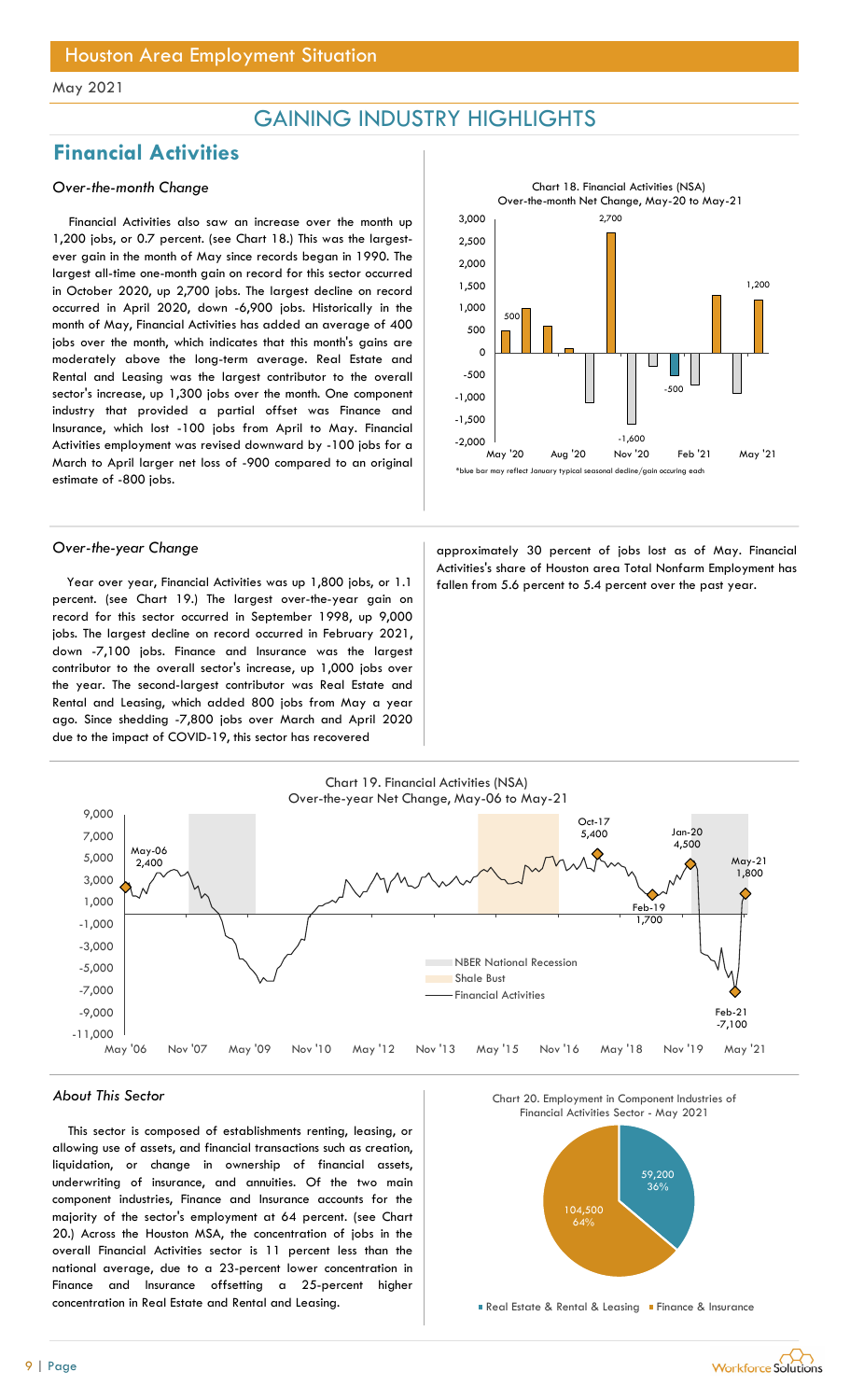Houston Area Employment Situation

May 2021

# GAINING INDUSTRY HIGHLIGHTS

## Financial Activities

### *Over-the-month Change*

Financial Activities also saw an increase over the month up 1,200 jobs, or 0.7 percent. (see Chart 18.) This was the largest-ever gain in the month of May since records began in 1990. The largest all-time one-month gain on record for this sector occurred in October 2020, up 2,700 jobs. The largest decline on record occurred in April 2020, down -6,900 jobs. Historically in the month of May, Financial Activities has added an average of 400 jobs over the month, which indicates that this month's gains are moderately above the long-term average. Real Estate and Rental and Leasing was the largest contributor to the overall sector's increase, up 1,300 jobs over the month. One component industry that provided a partial offset was Finance and Insurance, which lost -100 jobs from April to May. Financial Activities employment was revised downward by -100 jobs for a March to April larger net loss of -900 compared to an original estimate of -800 jobs.

Chart 18. Financial Activities (NSA) Over-the-month Net Change, May-20 to May-21

*blue bar may reflect January typical seasonal decline/gain occuring each

### *Over-the-year Change*

Year over year, Financial Activities was up 1,800 jobs, or 1.1 percent. (see Chart 19.) The largest over-the-year gain on record for this sector occurred in September 1998, up 9,000 jobs. The largest decline on record occurred in February 2021, down -7,100 jobs. Finance and Insurance was the largest contributor to the overall sector's increase, up 1,000 jobs over the year. The second-largest contributor was Real Estate and Rental and Leasing, which added 800 jobs from May a year ago. Since shedding -7,800 jobs over March and April 2020 due to the impact of COVID-19, this sector has recovered approximately 30 percent of jobs lost as of May. Financial Activities's share of Houston area Total Nonfarm Employment has fallen from 5.6 percent to 5.4 percent over the past year.

Chart 19. Financial Activities (NSA) Over-the-year Net Change, May-06 to May-21

### *About This Sector*

This sector is composed of establishments renting, leasing, or allowing use of assets, and financial transactions such as creation, liquidation, or change in ownership of financial assets, underwriting of insurance, and annuities. Of the two main component industries, Finance and Insurance accounts for the majority of the sector's employment at 64 percent. (see Chart 20.) Across the Houston MSA, the concentration of jobs in the overall Financial Activities sector is 11 percent less than the national average, due to a 23-percent lower concentration in Finance and Insurance offsetting a 25-percent higher concentration in Real Estate and Rental and Leasing.

Chart 20. Employment in Component Industries of Financial Activities Sector - May 2021

| Component | Employment | Share |
|---|---|---|
| Real Estate & Rental & Leasing | 59,200 | 36% |
| Finance & Insurance | 104,500 | 64% |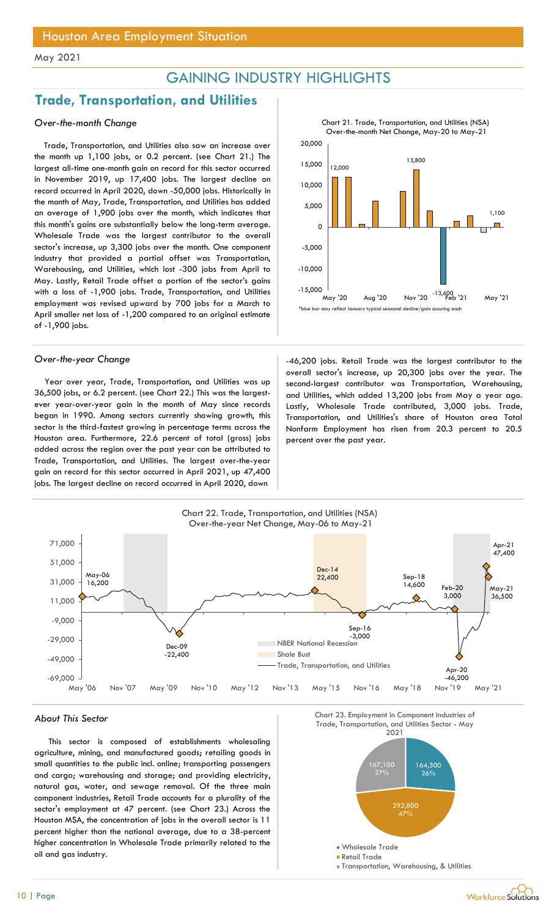# Houston Area Employment Situation

May 2021

## GAINING INDUSTRY HIGHLIGHTS

## Trade, Transportation, and Utilities

### *Over-the-month Change*

Trade, Transportation, and Utilities also saw an increase over the month up 1,100 jobs, or 0.2 percent. (see Chart 21.) The largest all-time one-month gain on record for this sector occurred in November 2019, up 17,400 jobs. The largest decline on record occurred in April 2020, down -50,000 jobs. Historically in the month of May, Trade, Transportation, and Utilities has added an average of 1,900 jobs over the month, which indicates that this month's gains are substantially below the long-term average. Wholesale Trade was the largest contributor to the overall sector's increase, up 3,300 jobs over the month. One component industry that provided a partial offset was Transportation, Warehousing, and Utilities, which lost -300 jobs from April to May. Lastly, Retail Trade offset a portion of the sector's gains with a loss of -1,900 jobs. Trade, Transportation, and Utilities employment was revised upward by 700 jobs for a March to April smaller net loss of -1,200 compared to an original estimate of -1,900 jobs.

Chart 21. Trade, Transportation, and Utilities (NSA) Over-the-month Net Change, May-20 to May-21

*blue bar may reflect January typical seasonal decline/gain occuring each

### *Over-the-year Change*

Year over year, Trade, Transportation, and Utilities was up 36,500 jobs, or 6.2 percent. (see Chart 22.) This was the largest-ever year-over-year gain in the month of May since records began in 1990. Among sectors currently showing growth, this sector is the third-fastest growing in percentage terms across the Houston area. Furthermore, 22.6 percent of total (gross) jobs added across the region over the past year can be attributed to Trade, Transportation, and Utilities. The largest over-the-year gain on record for this sector occurred in April 2021, up 47,400 jobs. The largest decline on record occurred in April 2020, down -46,200 jobs. Retail Trade was the largest contributor to the overall sector's increase, up 20,300 jobs over the year. The second-largest contributor was Transportation, Warehousing, and Utilities, which added 13,200 jobs from May a year ago. Lastly, Wholesale Trade contributed, 3,000 jobs. Trade, Transportation, and Utilities's share of Houston area Total Nonfarm Employment has risen from 20.3 percent to 20.5 percent over the past year.

Chart 22. Trade, Transportation, and Utilities (NSA) Over-the-year Net Change, May-06 to May-21

### *About This Sector*

This sector is composed of establishments wholesaling agriculture, mining, and manufactured goods; retailing goods in small quantities to the public incl. online; transporting passengers and cargo; warehousing and storage; and providing electricity, natural gas, water, and sewage removal. Of the three main component industries, Retail Trade accounts for a plurality of the sector's employment at 47 percent. (see Chart 23.) Across the Houston MSA, the concentration of jobs in the overall sector is 11 percent higher than the national average, due to a 38-percent higher concentration in Wholesale Trade primarily related to the oil and gas industry.

Chart 23. Employment in Component Industries of Trade, Transportation, and Utilities Sector - May 2021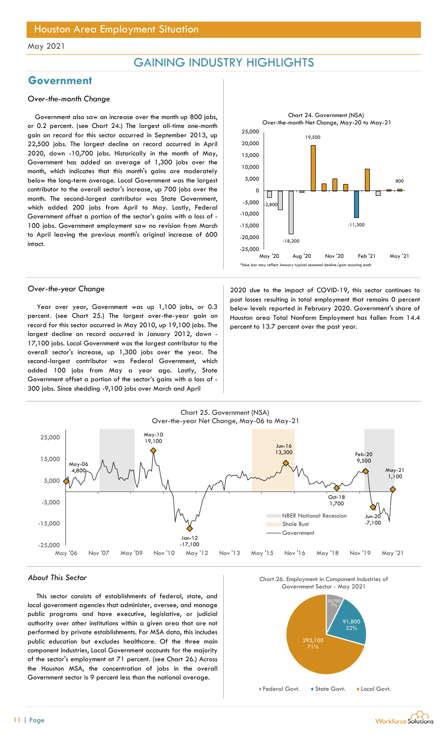## GAINING INDUSTRY HIGHLIGHTS

## Government

### *Over-the-month Change*

Government also saw an increase over the month up 800 jobs, or 0.2 percent. (see Chart 24.) The largest all-time one-month gain on record for this sector occurred in September 2013, up 22,500 jobs. The largest decline on record occurred in April 2020, down -10,700 jobs. Historically in the month of May, Government has added an average of 1,300 jobs over the month, which indicates that this month's gains are moderately below the long-term average. Local Government was the largest contributor to the overall sector's increase, up 700 jobs over the month. The second-largest contributor was State Government, which added 200 jobs from April to May. Lastly, Federal Government offset a portion of the sector's gains with a loss of -100 jobs. Government employment saw no revision from March to April leaving the previous month's original increase of 600 intact.

Chart 24. Government (NSA) Over-the-month Net Change, May-20 to May-21

*blue bar may reflect January typical seasonal decline/gain occuring each

### *Over-the-year Change*

Year over year, Government was up 1,100 jobs, or 0.3 percent. (see Chart 25.) The largest over-the-year gain on record for this sector occurred in May 2010, up 19,100 jobs. The largest decline on record occurred in January 2012, down -17,100 jobs. Local Government was the largest contributor to the overall sector's increase, up 1,300 jobs over the year. The second-largest contributor was Federal Government, which added 100 jobs from May a year ago. Lastly, State Government offset a portion of the sector's gains with a loss of -300 jobs. Since shedding -9,100 jobs over March and April 2020 due to the impact of COVID-19, this sector continues to post losses resulting in total employment that remains 0 percent below levels reported in February 2020. Government's share of Houston area Total Nonfarm Employment has fallen from 14.4 percent to 13.7 percent over the past year.

Chart 25. Government (NSA) Over-the-year Net Change, May-06 to May-21

### *About This Sector*

This sector consists of establishments of federal, state, and local government agencies that administer, oversee, and manage public programs and have executive, legislative, or judicial authority over other institutions within a given area that are not performed by private establishments. For MSA data, this includes public education but excludes healthcare. Of the three main component industries, Local Government accounts for the majority of the sector's employment at 71 percent. (see Chart 26.) Across the Houston MSA, the concentration of jobs in the overall Government sector is 9 percent less than the national average.

Chart 26. Employment in Component Industries of Government Sector - May 2021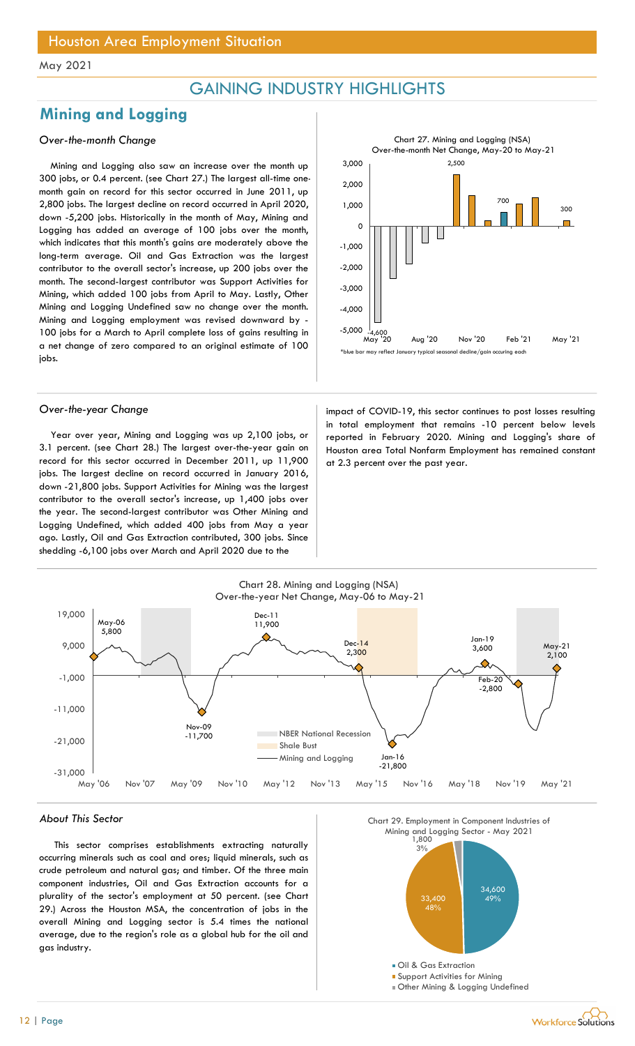Houston Area Employment Situation

May 2021

# GAINING INDUSTRY HIGHLIGHTS

## Mining and Logging

### *Over-the-month Change*

Mining and Logging also saw an increase over the month up 300 jobs, or 0.4 percent. (see Chart 27.) The largest all-time one-month gain on record for this sector occurred in June 2011, up 2,800 jobs. The largest decline on record occurred in April 2020, down -5,200 jobs. Historically in the month of May, Mining and Logging has added an average of 100 jobs over the month, which indicates that this month's gains are moderately above the long-term average. Oil and Gas Extraction was the largest contributor to the overall sector's increase, up 200 jobs over the month. The second-largest contributor was Support Activities for Mining, which added 100 jobs from April to May. Lastly, Other Mining and Logging Undefined saw no change over the month. Mining and Logging employment was revised downward by -100 jobs for a March to April complete loss of gains resulting in a net change of zero compared to an original estimate of 100 jobs.

Chart 27. Mining and Logging (NSA) Over-the-month Net Change, May-20 to May-21

*blue bar may reflect January typical seasonal decline/gain occuring each

### *Over-the-year Change*

Year over year, Mining and Logging was up 2,100 jobs, or 3.1 percent. (see Chart 28.) The largest over-the-year gain on record for this sector occurred in December 2011, up 11,900 jobs. The largest decline on record occurred in January 2016, down -21,800 jobs. Support Activities for Mining was the largest contributor to the overall sector's increase, up 1,400 jobs over the year. The second-largest contributor was Other Mining and Logging Undefined, which added 400 jobs from May a year ago. Lastly, Oil and Gas Extraction contributed, 300 jobs. Since shedding -6,100 jobs over March and April 2020 due to the impact of COVID-19, this sector continues to post losses resulting in total employment that remains -10 percent below levels reported in February 2020. Mining and Logging's share of Houston area Total Nonfarm Employment has remained constant at 2.3 percent over the past year.

Chart 28. Mining and Logging (NSA) Over-the-year Net Change, May-06 to May-21

### *About This Sector*

This sector comprises establishments extracting naturally occurring minerals such as coal and ores; liquid minerals, such as crude petroleum and natural gas; and timber. Of the three main component industries, Oil and Gas Extraction accounts for a plurality of the sector's employment at 50 percent. (see Chart 29.) Across the Houston MSA, the concentration of jobs in the overall Mining and Logging sector is 5.4 times the national average, due to the region's role as a global hub for the oil and gas industry.

Chart 29. Employment in Component Industries of Mining and Logging Sector - May 2021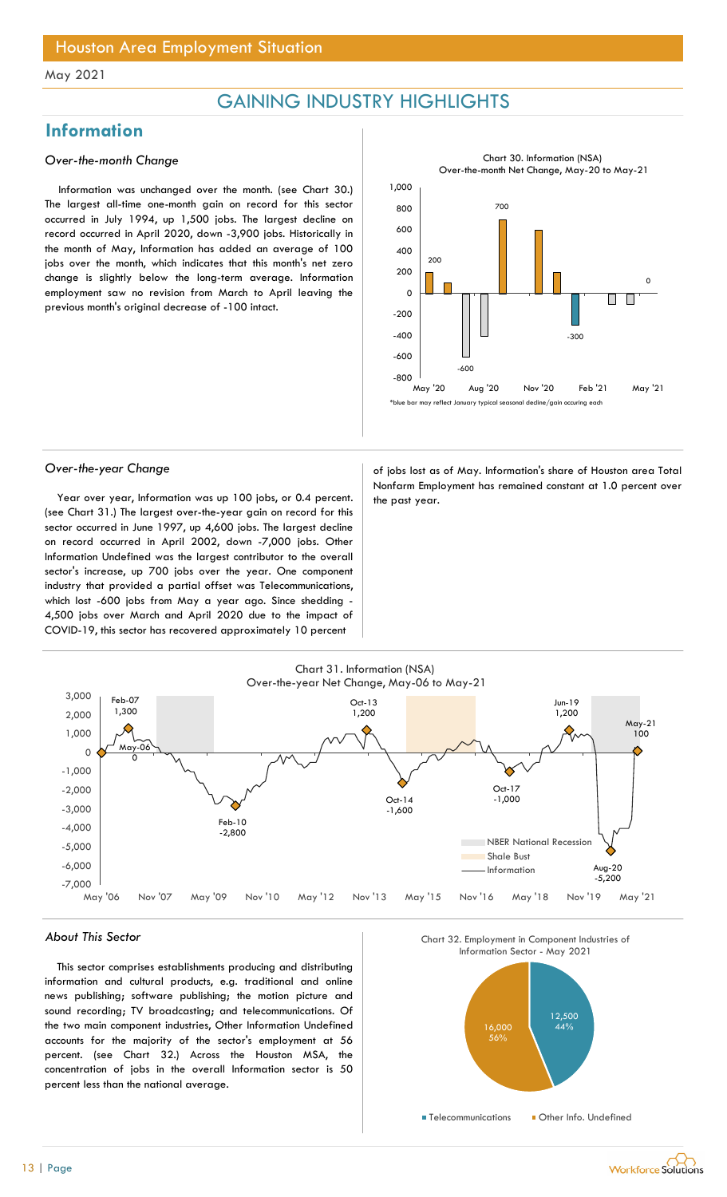# Houston Area Employment Situation

May 2021

## GAINING INDUSTRY HIGHLIGHTS

## Information

### *Over-the-month Change*

Information was unchanged over the month. (see Chart 30.) The largest all-time one-month gain on record for this sector occurred in July 1994, up 1,500 jobs. The largest decline on record occurred in April 2020, down -3,900 jobs. Historically in the month of May, Information has added an average of 100 jobs over the month, which indicates that this month's net zero change is slightly below the long-term average. Information employment saw no revision from March to April leaving the previous month's original decrease of -100 intact.

Chart 30. Information (NSA)
Over-the-month Net Change, May-20 to May-21

*blue bar may reflect January typical seasonal decline/gain occuring each

### *Over-the-year Change*

Year over year, Information was up 100 jobs, or 0.4 percent. (see Chart 31.) The largest over-the-year gain on record for this sector occurred in June 1997, up 4,600 jobs. The largest decline on record occurred in April 2002, down -7,000 jobs. Other Information Undefined was the largest contributor to the overall sector's increase, up 700 jobs over the year. One component industry that provided a partial offset was Telecommunications, which lost -600 jobs from May a year ago. Since shedding -4,500 jobs over March and April 2020 due to the impact of COVID-19, this sector has recovered approximately 10 percent of jobs lost as of May. Information's share of Houston area Total Nonfarm Employment has remained constant at 1.0 percent over the past year.

Chart 31. Information (NSA)
Over-the-year Net Change, May-06 to May-21

### *About This Sector*

This sector comprises establishments producing and distributing information and cultural products, e.g. traditional and online news publishing; software publishing; the motion picture and sound recording; TV broadcasting; and telecommunications. Of the two main component industries, Other Information Undefined accounts for the majority of the sector's employment at 56 percent. (see Chart 32.) Across the Houston MSA, the concentration of jobs in the overall Information sector is 50 percent less than the national average.

Chart 32. Employment in Component Industries of Information Sector - May 2021

| Component Industry | Employment | Share |
|---|---|---|
| Telecommunications | 12,500 | 44% |
| Other Info. Undefined | 16,000 | 56% |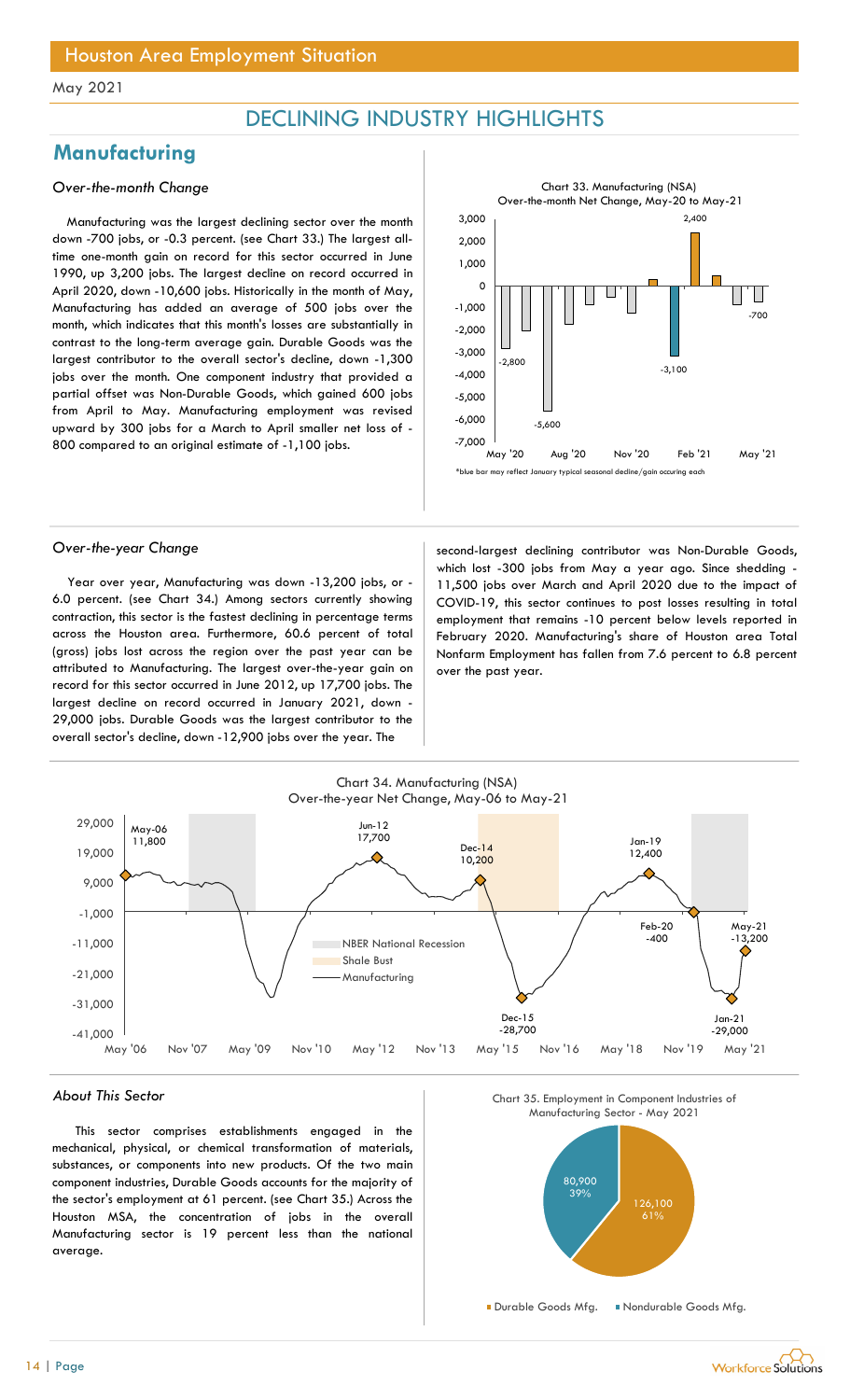# Houston Area Employment Situation

May 2021

## DECLINING INDUSTRY HIGHLIGHTS

## Manufacturing

### *Over-the-month Change*

Manufacturing was the largest declining sector over the month down -700 jobs, or -0.3 percent. (see Chart 33.) The largest all-time one-month gain on record for this sector occurred in June 1990, up 3,200 jobs. The largest decline on record occurred in April 2020, down -10,600 jobs. Historically in the month of May, Manufacturing has added an average of 500 jobs over the month, which indicates that this month's losses are substantially in contrast to the long-term average gain. Durable Goods was the largest contributor to the overall sector's decline, down -1,300 jobs over the month. One component industry that provided a partial offset was Non-Durable Goods, which gained 600 jobs from April to May. Manufacturing employment was revised upward by 300 jobs for a March to April smaller net loss of -800 compared to an original estimate of -1,100 jobs.

Chart 33. Manufacturing (NSA)
Over-the-month Net Change, May-20 to May-21

*blue bar may reflect January typical seasonal decline/gain occuring each

### *Over-the-year Change*

Year over year, Manufacturing was down -13,200 jobs, or -6.0 percent. (see Chart 34.) Among sectors currently showing contraction, this sector is the fastest declining in percentage terms across the Houston area. Furthermore, 60.6 percent of total (gross) jobs lost across the region over the past year can be attributed to Manufacturing. The largest over-the-year gain on record for this sector occurred in June 2012, up 17,700 jobs. The largest decline on record occurred in January 2021, down -29,000 jobs. Durable Goods was the largest contributor to the overall sector's decline, down -12,900 jobs over the year. The second-largest declining contributor was Non-Durable Goods, which lost -300 jobs from May a year ago. Since shedding -11,500 jobs over March and April 2020 due to the impact of COVID-19, this sector continues to post losses resulting in total employment that remains -10 percent below levels reported in February 2020. Manufacturing's share of Houston area Total Nonfarm Employment has fallen from 7.6 percent to 6.8 percent over the past year.

Chart 34. Manufacturing (NSA)
Over-the-year Net Change, May-06 to May-21

### *About This Sector*

This sector comprises establishments engaged in the mechanical, physical, or chemical transformation of materials, substances, or components into new products. Of the two main component industries, Durable Goods accounts for the majority of the sector's employment at 61 percent. (see Chart 35.) Across the Houston MSA, the concentration of jobs in the overall Manufacturing sector is 19 percent less than the national average.

Chart 35. Employment in Component Industries of Manufacturing Sector - May 2021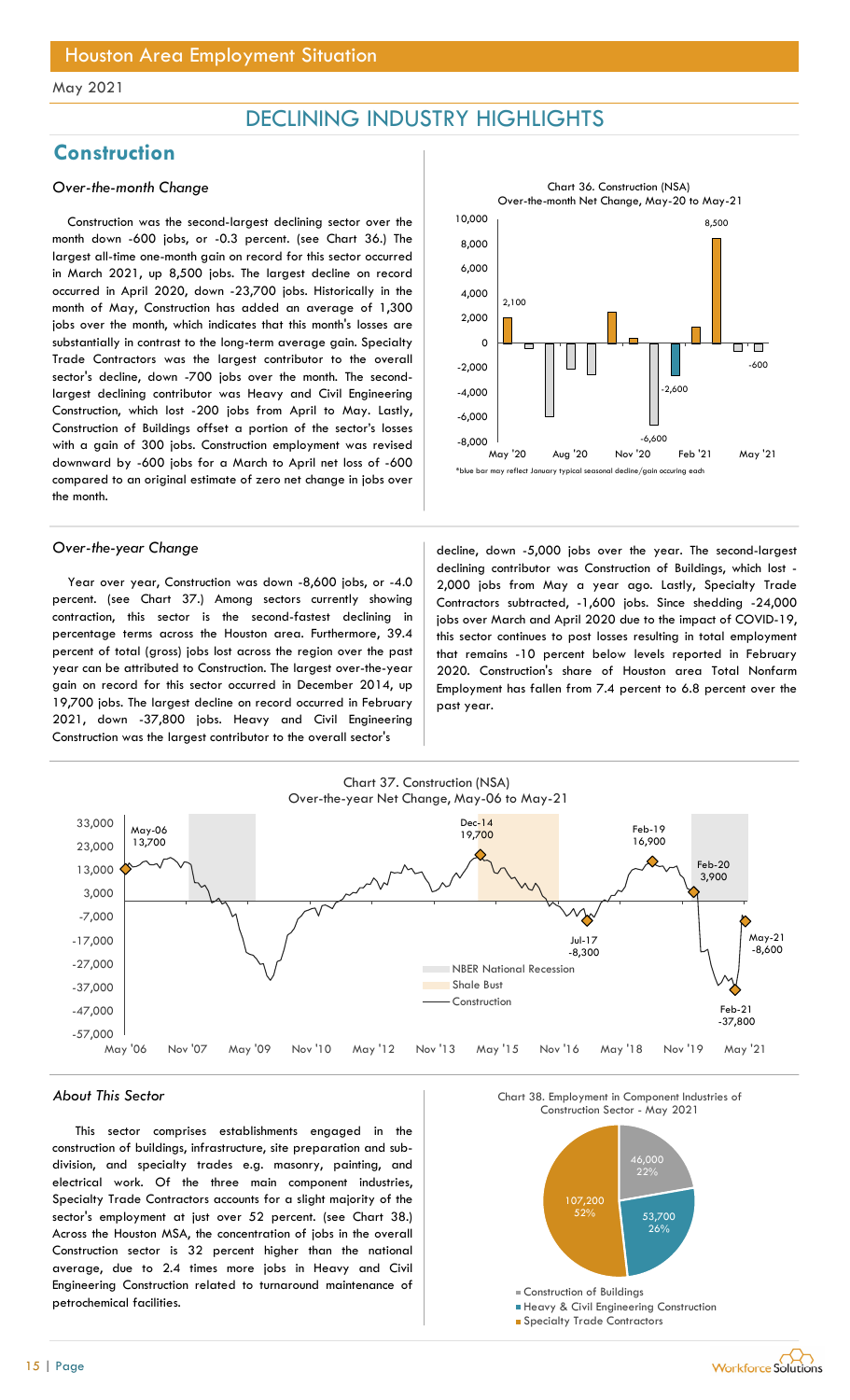Houston Area Employment Situation

May 2021

# DECLINING INDUSTRY HIGHLIGHTS

## Construction

### *Over-the-month Change*

Construction was the second-largest declining sector over the month down -600 jobs, or -0.3 percent. (see Chart 36.) The largest all-time one-month gain on record for this sector occurred in March 2021, up 8,500 jobs. The largest decline on record occurred in April 2020, down -23,700 jobs. Historically in the month of May, Construction has added an average of 1,300 jobs over the month, which indicates that this month's losses are substantially in contrast to the long-term average gain. Specialty Trade Contractors was the largest contributor to the overall sector's decline, down -700 jobs over the month. The second-largest declining contributor was Heavy and Civil Engineering Construction, which lost -200 jobs from April to May. Lastly, Construction of Buildings offset a portion of the sector's losses with a gain of 300 jobs. Construction employment was revised downward by -600 jobs for a March to April net loss of -600 compared to an original estimate of zero net change in jobs over the month.

Chart 36. Construction (NSA)
Over-the-month Net Change, May-20 to May-21

*blue bar may reflect January typical seasonal decline/gain occuring each

### *Over-the-year Change*

Year over year, Construction was down -8,600 jobs, or -4.0 percent. (see Chart 37.) Among sectors currently showing contraction, this sector is the second-fastest declining in percentage terms across the Houston area. Furthermore, 39.4 percent of total (gross) jobs lost across the region over the past year can be attributed to Construction. The largest over-the-year gain on record for this sector occurred in December 2014, up 19,700 jobs. The largest decline on record occurred in February 2021, down -37,800 jobs. Heavy and Civil Engineering Construction was the largest contributor to the overall sector's decline, down -5,000 jobs over the year. The second-largest declining contributor was Construction of Buildings, which lost -2,000 jobs from May a year ago. Lastly, Specialty Trade Contractors subtracted, -1,600 jobs. Since shedding -24,000 jobs over March and April 2020 due to the impact of COVID-19, this sector continues to post losses resulting in total employment that remains -10 percent below levels reported in February 2020. Construction's share of Houston area Total Nonfarm Employment has fallen from 7.4 percent to 6.8 percent over the past year.

Chart 37. Construction (NSA)
Over-the-year Net Change, May-06 to May-21

### *About This Sector*

This sector comprises establishments engaged in the construction of buildings, infrastructure, site preparation and sub-division, and specialty trades e.g. masonry, painting, and electrical work. Of the three main component industries, Specialty Trade Contractors accounts for a slight majority of the sector's employment at just over 52 percent. (see Chart 38.) Across the Houston MSA, the concentration of jobs in the overall Construction sector is 32 percent higher than the national average, due to 2.4 times more jobs in Heavy and Civil Engineering Construction related to turnaround maintenance of petrochemical facilities.

Chart 38. Employment in Component Industries of Construction Sector - May 2021

| Industry | Employment | Share |
|---|---|---|
| Construction of Buildings | 46,000 | 22% |
| Heavy & Civil Engineering Construction | 53,700 | 26% |
| Specialty Trade Contractors | 107,200 | 52% |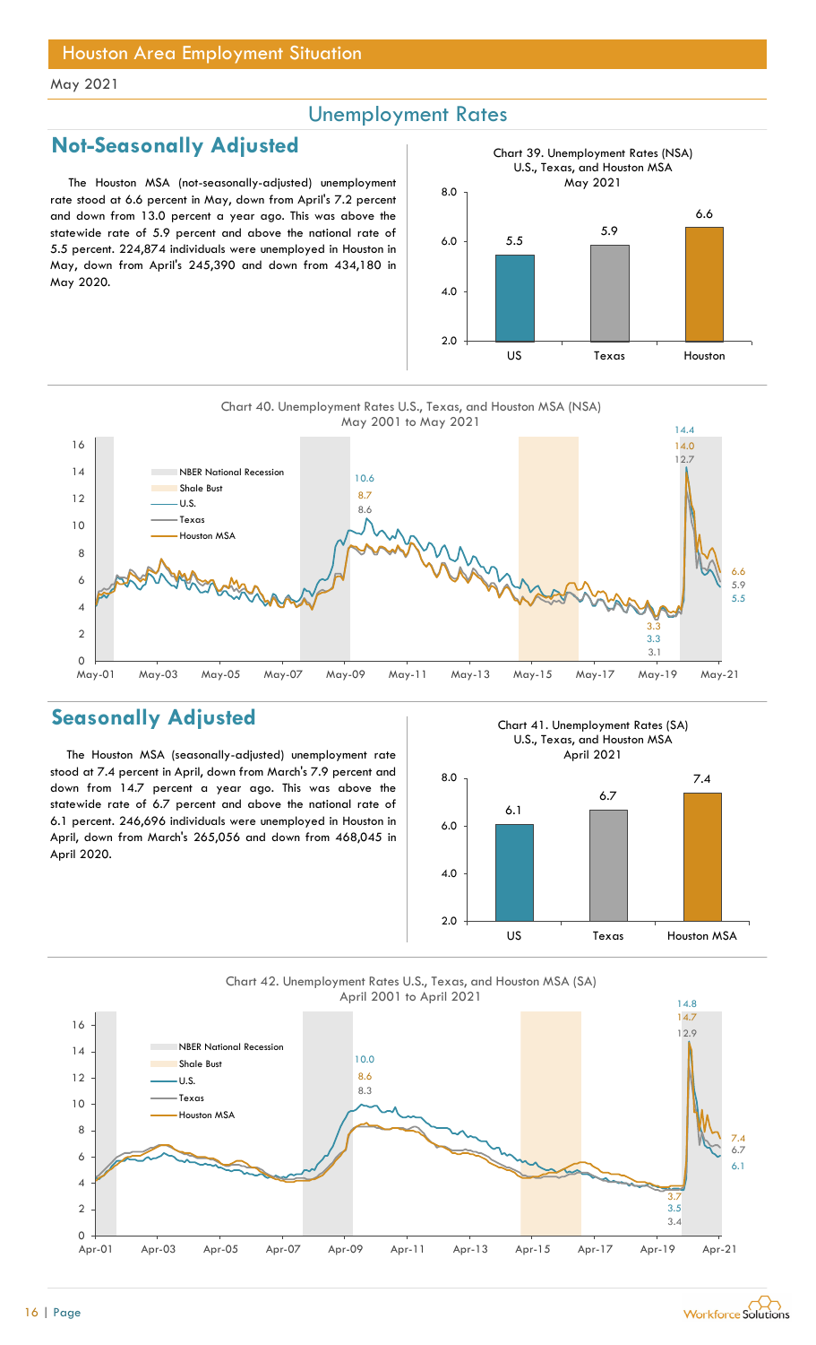Houston Area Employment Situation

May 2021

## Unemployment Rates

## Not-Seasonally Adjusted

The Houston MSA (not-seasonally-adjusted) unemployment rate stood at 6.6 percent in May, down from April's 7.2 percent and down from 13.0 percent a year ago. This was above the statewide rate of 5.9 percent and above the national rate of 5.5 percent. 224,874 individuals were unemployed in Houston in May, down from April's 245,390 and down from 434,180 in May 2020.

Chart 39. Unemployment Rates (NSA) U.S., Texas, and Houston MSA May 2021

| | US | Texas | Houston |
|---|---|---|---|
| Rate | 5.5 | 5.9 | 6.6 |

Chart 40. Unemployment Rates U.S., Texas, and Houston MSA (NSA) May 2001 to May 2021

## Seasonally Adjusted

The Houston MSA (seasonally-adjusted) unemployment rate stood at 7.4 percent in April, down from March's 7.9 percent and down from 14.7 percent a year ago. This was above the statewide rate of 6.7 percent and above the national rate of 6.1 percent. 246,696 individuals were unemployed in Houston in April, down from March's 265,056 and down from 468,045 in April 2020.

Chart 41. Unemployment Rates (SA) U.S., Texas, and Houston MSA April 2021

| | US | Texas | Houston MSA |
|---|---|---|---|
| Rate | 6.1 | 6.7 | 7.4 |

Chart 42. Unemployment Rates U.S., Texas, and Houston MSA (SA) April 2001 to April 2021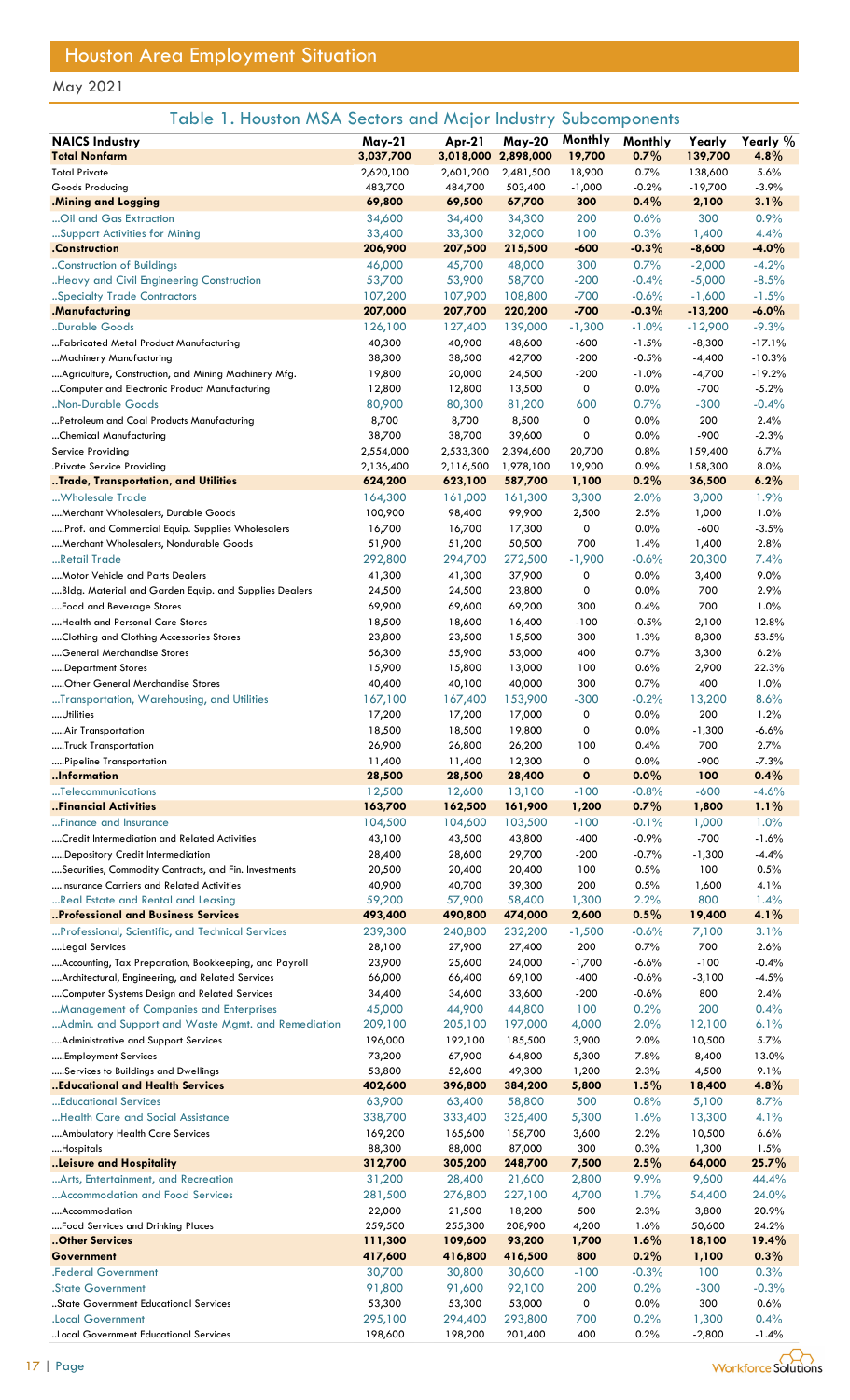# Houston Area Employment Situation

May 2021

## Table 1. Houston MSA Sectors and Major Industry Subcomponents

| NAICS Industry | May-21 | Apr-21 | May-20 | Monthly | Monthly | Yearly | Yearly % |
|---|---|---|---|---|---|---|---|
| **Total Nonfarm** | **3,037,700** | **3,018,000** | **2,898,000** | **19,700** | **0.7%** | **139,700** | **4.8%** |
| Total Private | 2,620,100 | 2,601,200 | 2,481,500 | 18,900 | 0.7% | 138,600 | 5.6% |
| Goods Producing | 483,700 | 484,700 | 503,400 | -1,000 | -0.2% | -19,700 | -3.9% |
| **.Mining and Logging** | **69,800** | **69,500** | **67,700** | **300** | **0.4%** | **2,100** | **3.1%** |
| ...Oil and Gas Extraction | 34,600 | 34,400 | 34,300 | 200 | 0.6% | 300 | 0.9% |
| ...Support Activities for Mining | 33,400 | 33,300 | 32,000 | 100 | 0.3% | 1,400 | 4.4% |
| **.Construction** | **206,900** | **207,500** | **215,500** | **-600** | **-0.3%** | **-8,600** | **-4.0%** |
| ..Construction of Buildings | 46,000 | 45,700 | 48,000 | 300 | 0.7% | -2,000 | -4.2% |
| ..Heavy and Civil Engineering Construction | 53,700 | 53,900 | 58,700 | -200 | -0.4% | -5,000 | -8.5% |
| ..Specialty Trade Contractors | 107,200 | 107,900 | 108,800 | -700 | -0.6% | -1,600 | -1.5% |
| **.Manufacturing** | **207,000** | **207,700** | **220,200** | **-700** | **-0.3%** | **-13,200** | **-6.0%** |
| ..Durable Goods | 126,100 | 127,400 | 139,000 | -1,300 | -1.0% | -12,900 | -9.3% |
| ...Fabricated Metal Product Manufacturing | 40,300 | 40,900 | 48,600 | -600 | -1.5% | -8,300 | -17.1% |
| ...Machinery Manufacturing | 38,300 | 38,500 | 42,700 | -200 | -0.5% | -4,400 | -10.3% |
| ....Agriculture, Construction, and Mining Machinery Mfg. | 19,800 | 20,000 | 24,500 | -200 | -1.0% | -4,700 | -19.2% |
| ...Computer and Electronic Product Manufacturing | 12,800 | 12,800 | 13,500 | 0 | 0.0% | -700 | -5.2% |
| ..Non-Durable Goods | 80,900 | 80,300 | 81,200 | 600 | 0.7% | -300 | -0.4% |
| ...Petroleum and Coal Products Manufacturing | 8,700 | 8,700 | 8,500 | 0 | 0.0% | 200 | 2.4% |
| ...Chemical Manufacturing | 38,700 | 38,700 | 39,600 | 0 | 0.0% | -900 | -2.3% |
| Service Providing | 2,554,000 | 2,533,300 | 2,394,600 | 20,700 | 0.8% | 159,400 | 6.7% |
| .Private Service Providing | 2,136,400 | 2,116,500 | 1,978,100 | 19,900 | 0.9% | 158,300 | 8.0% |
| **..Trade, Transportation, and Utilities** | **624,200** | **623,100** | **587,700** | **1,100** | **0.2%** | **36,500** | **6.2%** |
| ...Wholesale Trade | 164,300 | 161,000 | 161,300 | 3,300 | 2.0% | 3,000 | 1.9% |
| ....Merchant Wholesalers, Durable Goods | 100,900 | 98,400 | 99,900 | 2,500 | 2.5% | 1,000 | 1.0% |
| .....Prof. and Commercial Equip. Supplies Wholesalers | 16,700 | 16,700 | 17,300 | 0 | 0.0% | -600 | -3.5% |
| ....Merchant Wholesalers, Nondurable Goods | 51,900 | 51,200 | 50,500 | 700 | 1.4% | 1,400 | 2.8% |
| ...Retail Trade | 292,800 | 294,700 | 272,500 | -1,900 | -0.6% | 20,300 | 7.4% |
| ....Motor Vehicle and Parts Dealers | 41,300 | 41,300 | 37,900 | 0 | 0.0% | 3,400 | 9.0% |
| ....Bldg. Material and Garden Equip. and Supplies Dealers | 24,500 | 24,500 | 23,800 | 0 | 0.0% | 700 | 2.9% |
| ....Food and Beverage Stores | 69,900 | 69,600 | 69,200 | 300 | 0.4% | 700 | 1.0% |
| ....Health and Personal Care Stores | 18,500 | 18,600 | 16,400 | -100 | -0.5% | 2,100 | 12.8% |
| ....Clothing and Clothing Accessories Stores | 23,800 | 23,500 | 15,500 | 300 | 1.3% | 8,300 | 53.5% |
| ....General Merchandise Stores | 56,300 | 55,900 | 53,000 | 400 | 0.7% | 3,300 | 6.2% |
| .....Department Stores | 15,900 | 15,800 | 13,000 | 100 | 0.6% | 2,900 | 22.3% |
| .....Other General Merchandise Stores | 40,400 | 40,100 | 40,000 | 300 | 0.7% | 400 | 1.0% |
| ...Transportation, Warehousing, and Utilities | 167,100 | 167,400 | 153,900 | -300 | -0.2% | 13,200 | 8.6% |
| ....Utilities | 17,200 | 17,200 | 17,000 | 0 | 0.0% | 200 | 1.2% |
| .....Air Transportation | 18,500 | 18,500 | 19,800 | 0 | 0.0% | -1,300 | -6.6% |
| .....Truck Transportation | 26,900 | 26,800 | 26,200 | 100 | 0.4% | 700 | 2.7% |
| .....Pipeline Transportation | 11,400 | 11,400 | 12,300 | 0 | 0.0% | -900 | -7.3% |
| **..Information** | **28,500** | **28,500** | **28,400** | **0** | **0.0%** | **100** | **0.4%** |
| ...Telecommunications | 12,500 | 12,600 | 13,100 | -100 | -0.8% | -600 | -4.6% |
| **..Financial Activities** | **163,700** | **162,500** | **161,900** | **1,200** | **0.7%** | **1,800** | **1.1%** |
| ...Finance and Insurance | 104,500 | 104,600 | 103,500 | -100 | -0.1% | 1,000 | 1.0% |
| ....Credit Intermediation and Related Activities | 43,100 | 43,500 | 43,800 | -400 | -0.9% | -700 | -1.6% |
| .....Depository Credit Intermediation | 28,400 | 28,600 | 29,700 | -200 | -0.7% | -1,300 | -4.4% |
| ....Securities, Commodity Contracts, and Fin. Investments | 20,500 | 20,400 | 20,400 | 100 | 0.5% | 100 | 0.5% |
| ....Insurance Carriers and Related Activities | 40,900 | 40,700 | 39,300 | 200 | 0.5% | 1,600 | 4.1% |
| ...Real Estate and Rental and Leasing | 59,200 | 57,900 | 58,400 | 1,300 | 2.2% | 800 | 1.4% |
| **..Professional and Business Services** | **493,400** | **490,800** | **474,000** | **2,600** | **0.5%** | **19,400** | **4.1%** |
| ...Professional, Scientific, and Technical Services | 239,300 | 240,800 | 232,200 | -1,500 | -0.6% | 7,100 | 3.1% |
| ....Legal Services | 28,100 | 27,900 | 27,400 | 200 | 0.7% | 700 | 2.6% |
| ....Accounting, Tax Preparation, Bookkeeping, and Payroll | 23,900 | 25,600 | 24,000 | -1,700 | -6.6% | -100 | -0.4% |
| ....Architectural, Engineering, and Related Services | 66,000 | 66,400 | 69,100 | -400 | -0.6% | -3,100 | -4.5% |
| ....Computer Systems Design and Related Services | 34,400 | 34,600 | 33,600 | -200 | -0.6% | 800 | 2.4% |
| ...Management of Companies and Enterprises | 45,000 | 44,900 | 44,800 | 100 | 0.2% | 200 | 0.4% |
| ...Admin. and Support and Waste Mgmt. and Remediation | 209,100 | 205,100 | 197,000 | 4,000 | 2.0% | 12,100 | 6.1% |
| ....Administrative and Support Services | 196,000 | 192,100 | 185,500 | 3,900 | 2.0% | 10,500 | 5.7% |
| .....Employment Services | 73,200 | 67,900 | 64,800 | 5,300 | 7.8% | 8,400 | 13.0% |
| .....Services to Buildings and Dwellings | 53,800 | 52,600 | 49,300 | 1,200 | 2.3% | 4,500 | 9.1% |
| **..Educational and Health Services** | **402,600** | **396,800** | **384,200** | **5,800** | **1.5%** | **18,400** | **4.8%** |
| ...Educational Services | 63,900 | 63,400 | 58,800 | 500 | 0.8% | 5,100 | 8.7% |
| ...Health Care and Social Assistance | 338,700 | 333,400 | 325,400 | 5,300 | 1.6% | 13,300 | 4.1% |
| ....Ambulatory Health Care Services | 169,200 | 165,600 | 158,700 | 3,600 | 2.2% | 10,500 | 6.6% |
| ....Hospitals | 88,300 | 88,000 | 87,000 | 300 | 0.3% | 1,300 | 1.5% |
| **..Leisure and Hospitality** | **312,700** | **305,200** | **248,700** | **7,500** | **2.5%** | **64,000** | **25.7%** |
| ...Arts, Entertainment, and Recreation | 31,200 | 28,400 | 21,600 | 2,800 | 9.9% | 9,600 | 44.4% |
| ...Accommodation and Food Services | 281,500 | 276,800 | 227,100 | 4,700 | 1.7% | 54,400 | 24.0% |
| ....Accommodation | 22,000 | 21,500 | 18,200 | 500 | 2.3% | 3,800 | 20.9% |
| ....Food Services and Drinking Places | 259,500 | 255,300 | 208,900 | 4,200 | 1.6% | 50,600 | 24.2% |
| **..Other Services** | **111,300** | **109,600** | **93,200** | **1,700** | **1.6%** | **18,100** | **19.4%** |
| **Government** | **417,600** | **416,800** | **416,500** | **800** | **0.2%** | **1,100** | **0.3%** |
| .Federal Government | 30,700 | 30,800 | 30,600 | -100 | -0.3% | 100 | 0.3% |
| .State Government | 91,800 | 91,600 | 92,100 | 200 | 0.2% | -300 | -0.3% |
| ..State Government Educational Services | 53,300 | 53,300 | 53,000 | 0 | 0.0% | 300 | 0.6% |
| .Local Government | 295,100 | 294,400 | 293,800 | 700 | 0.2% | 1,300 | 0.4% |
| ..Local Government Educational Services | 198,600 | 198,200 | 201,400 | 400 | 0.2% | -2,800 | -1.4% |